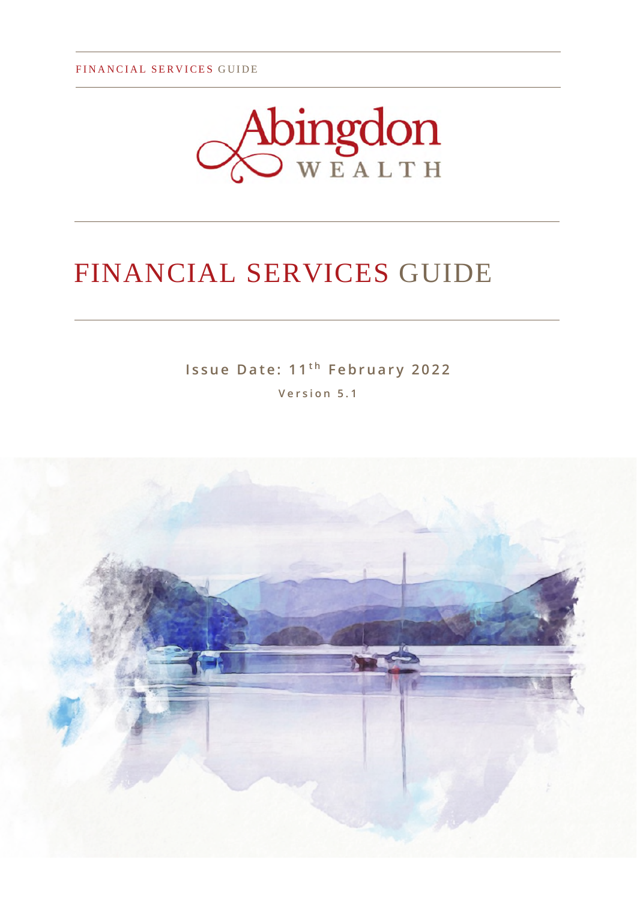FINANCIAL SERVICES GUIDE

Abingdon WEALTH

# FINANCIAL SERVICES GUIDE

**Issue Date: 11th February 2022**

**Version 5.1**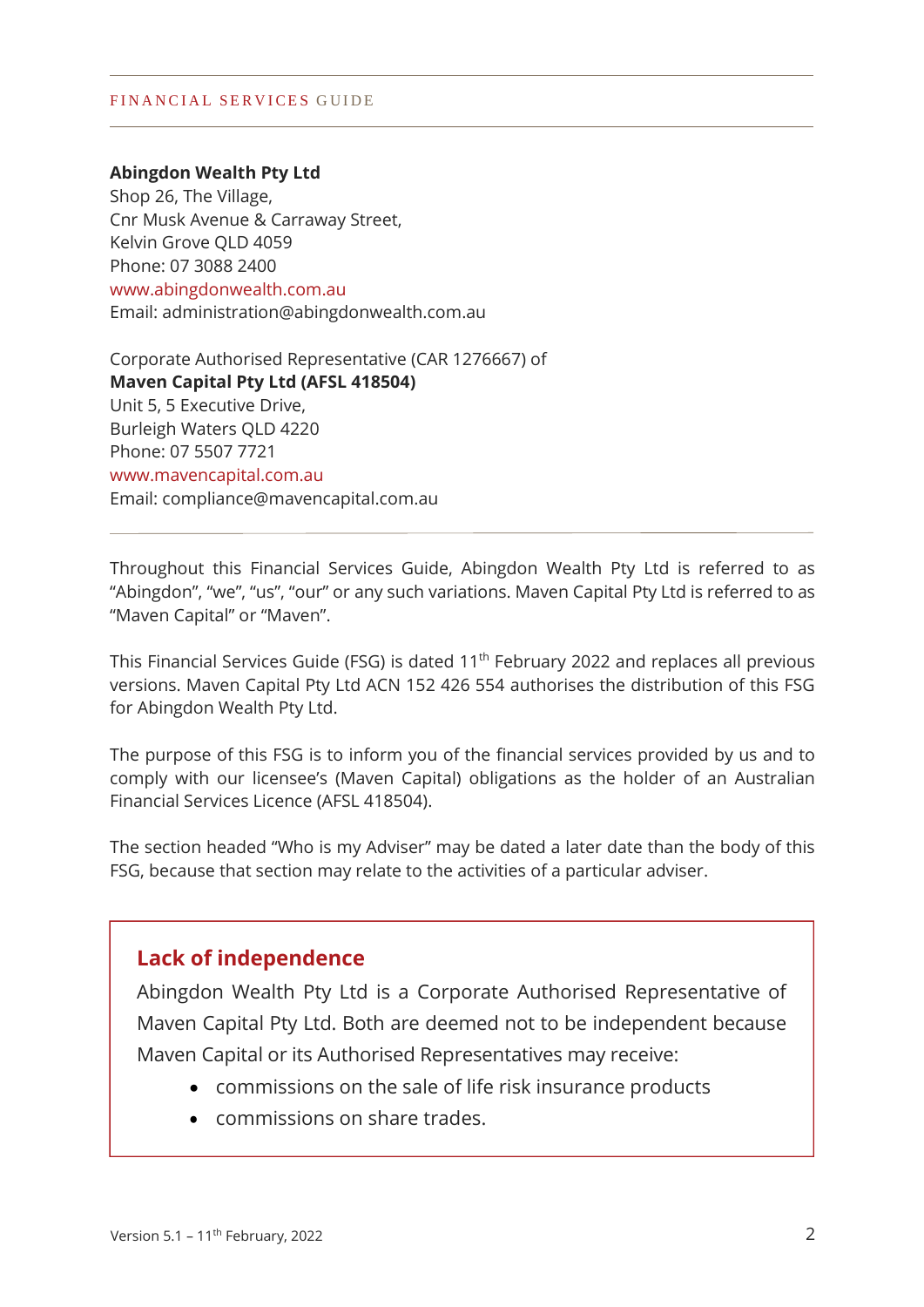**Abingdon Wealth Pty Ltd**
Shop 26, The Village,
Cnr Musk Avenue & Carraway Street,
Kelvin Grove QLD 4059
Phone: 07 3088 2400
www.abingdonwealth.com.au
Email: administration@abingdonwealth.com.au

Corporate Authorised Representative (CAR 1276667) of
**Maven Capital Pty Ltd (AFSL 418504)**
Unit 5, 5 Executive Drive,
Burleigh Waters QLD 4220
Phone: 07 5507 7721
www.mavencapital.com.au
Email: compliance@mavencapital.com.au

---

Throughout this Financial Services Guide, Abingdon Wealth Pty Ltd is referred to as "Abingdon", "we", "us", "our" or any such variations. Maven Capital Pty Ltd is referred to as "Maven Capital" or "Maven".

This Financial Services Guide (FSG) is dated 11th February 2022 and replaces all previous versions. Maven Capital Pty Ltd ACN 152 426 554 authorises the distribution of this FSG for Abingdon Wealth Pty Ltd.

The purpose of this FSG is to inform you of the financial services provided by us and to comply with our licensee's (Maven Capital) obligations as the holder of an Australian Financial Services Licence (AFSL 418504).

The section headed "Who is my Adviser" may be dated a later date than the body of this FSG, because that section may relate to the activities of a particular adviser.

## Lack of independence

Abingdon Wealth Pty Ltd is a Corporate Authorised Representative of Maven Capital Pty Ltd. Both are deemed not to be independent because Maven Capital or its Authorised Representatives may receive:

- commissions on the sale of life risk insurance products
- commissions on share trades.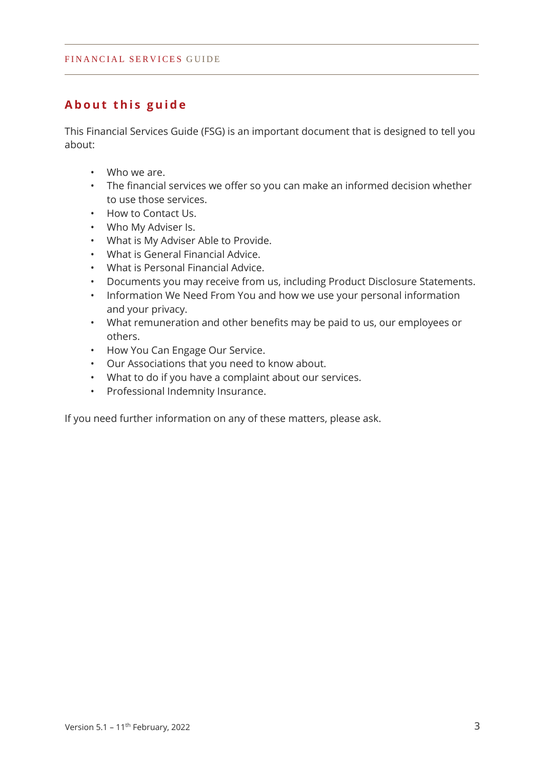## About this guide

This Financial Services Guide (FSG) is an important document that is designed to tell you about:

- Who we are.
- The financial services we offer so you can make an informed decision whether to use those services.
- How to Contact Us.
- Who My Adviser Is.
- What is My Adviser Able to Provide.
- What is General Financial Advice.
- What is Personal Financial Advice.
- Documents you may receive from us, including Product Disclosure Statements.
- Information We Need From You and how we use your personal information and your privacy.
- What remuneration and other benefits may be paid to us, our employees or others.
- How You Can Engage Our Service.
- Our Associations that you need to know about.
- What to do if you have a complaint about our services.
- Professional Indemnity Insurance.

If you need further information on any of these matters, please ask.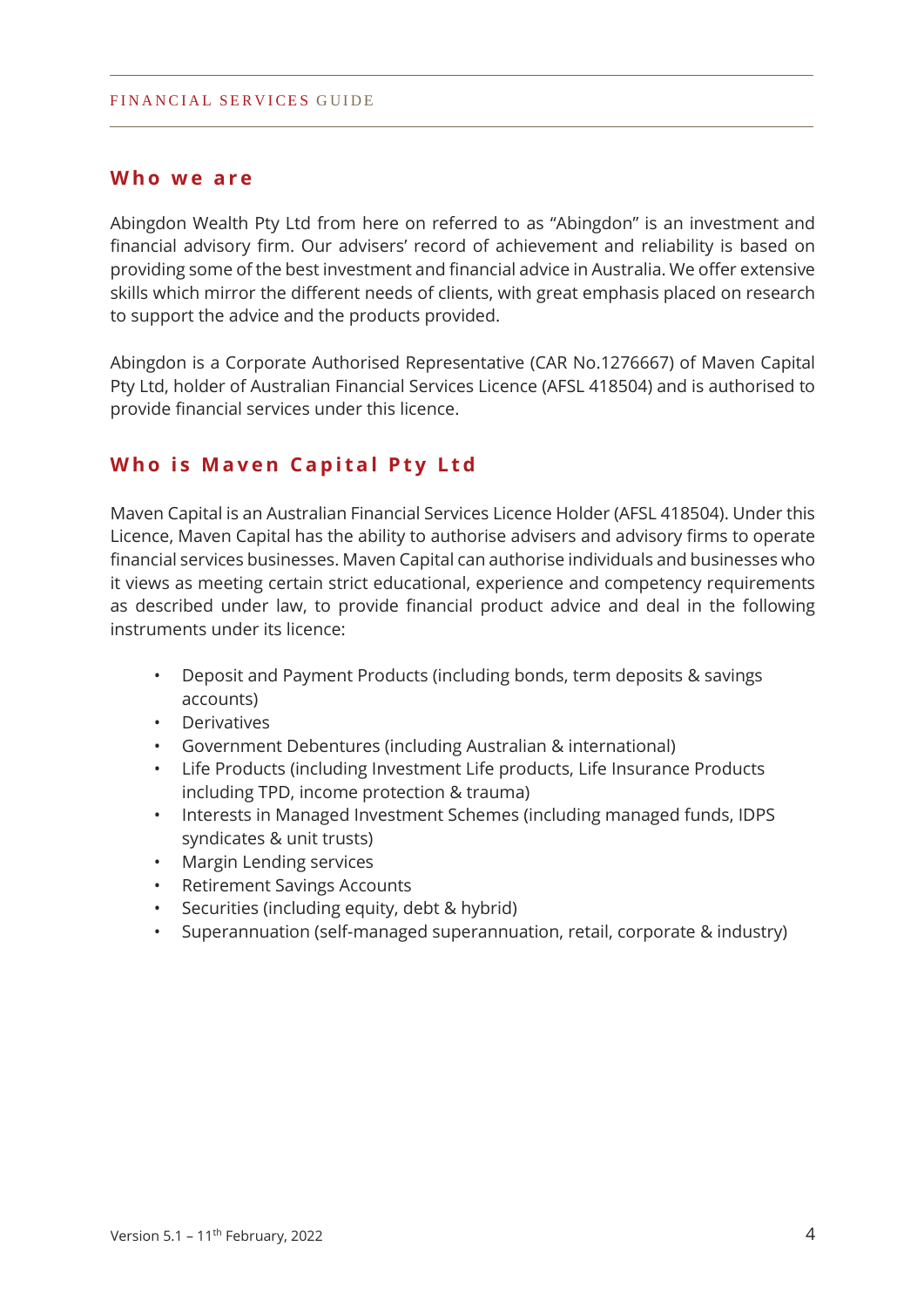## Who we are

Abingdon Wealth Pty Ltd from here on referred to as "Abingdon" is an investment and financial advisory firm. Our advisers' record of achievement and reliability is based on providing some of the best investment and financial advice in Australia. We offer extensive skills which mirror the different needs of clients, with great emphasis placed on research to support the advice and the products provided.

Abingdon is a Corporate Authorised Representative (CAR No.1276667) of Maven Capital Pty Ltd, holder of Australian Financial Services Licence (AFSL 418504) and is authorised to provide financial services under this licence.

## Who is Maven Capital Pty Ltd

Maven Capital is an Australian Financial Services Licence Holder (AFSL 418504). Under this Licence, Maven Capital has the ability to authorise advisers and advisory firms to operate financial services businesses. Maven Capital can authorise individuals and businesses who it views as meeting certain strict educational, experience and competency requirements as described under law, to provide financial product advice and deal in the following instruments under its licence:

- Deposit and Payment Products (including bonds, term deposits & savings accounts)
- Derivatives
- Government Debentures (including Australian & international)
- Life Products (including Investment Life products, Life Insurance Products including TPD, income protection & trauma)
- Interests in Managed Investment Schemes (including managed funds, IDPS syndicates & unit trusts)
- Margin Lending services
- Retirement Savings Accounts
- Securities (including equity, debt & hybrid)
- Superannuation (self-managed superannuation, retail, corporate & industry)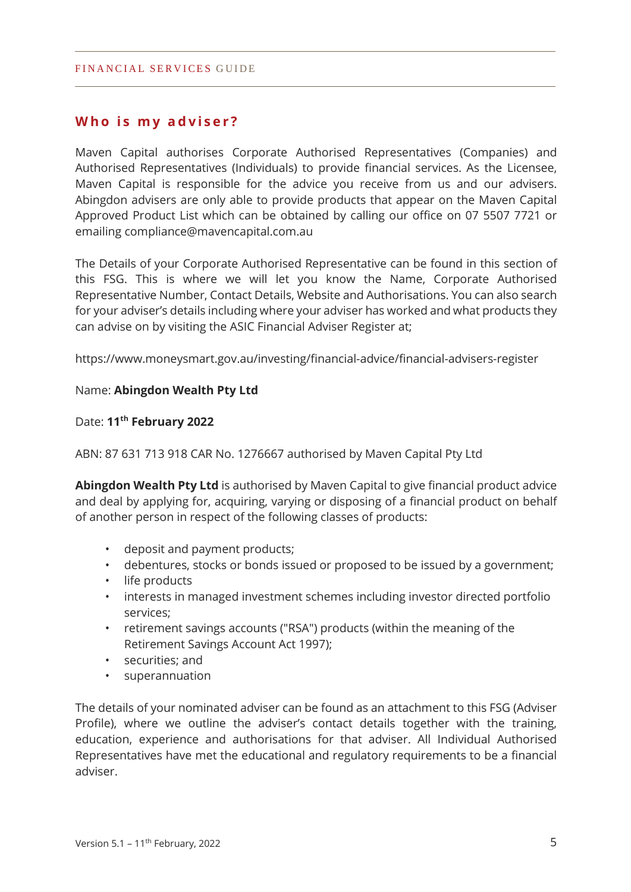## Who is my adviser?

Maven Capital authorises Corporate Authorised Representatives (Companies) and Authorised Representatives (Individuals) to provide financial services. As the Licensee, Maven Capital is responsible for the advice you receive from us and our advisers. Abingdon advisers are only able to provide products that appear on the Maven Capital Approved Product List which can be obtained by calling our office on 07 5507 7721 or emailing compliance@mavencapital.com.au

The Details of your Corporate Authorised Representative can be found in this section of this FSG. This is where we will let you know the Name, Corporate Authorised Representative Number, Contact Details, Website and Authorisations. You can also search for your adviser's details including where your adviser has worked and what products they can advise on by visiting the ASIC Financial Adviser Register at;

https://www.moneysmart.gov.au/investing/financial-advice/financial-advisers-register

Name: **Abingdon Wealth Pty Ltd**

Date: **11th February 2022**

ABN: 87 631 713 918 CAR No. 1276667 authorised by Maven Capital Pty Ltd

**Abingdon Wealth Pty Ltd** is authorised by Maven Capital to give financial product advice and deal by applying for, acquiring, varying or disposing of a financial product on behalf of another person in respect of the following classes of products:

- deposit and payment products;
- debentures, stocks or bonds issued or proposed to be issued by a government;
- life products
- interests in managed investment schemes including investor directed portfolio services;
- retirement savings accounts ("RSA") products (within the meaning of the Retirement Savings Account Act 1997);
- securities; and
- superannuation

The details of your nominated adviser can be found as an attachment to this FSG (Adviser Profile), where we outline the adviser's contact details together with the training, education, experience and authorisations for that adviser. All Individual Authorised Representatives have met the educational and regulatory requirements to be a financial adviser.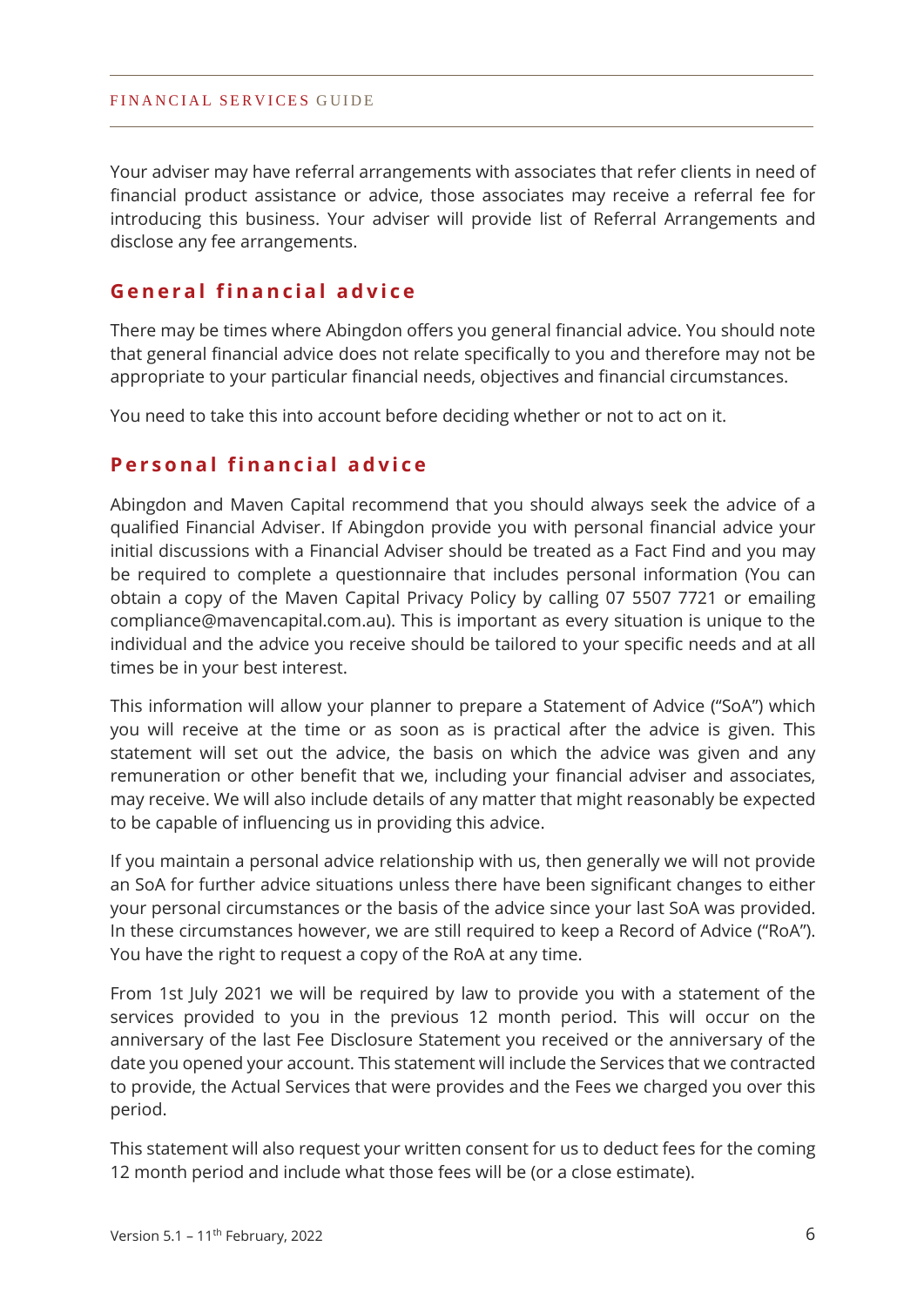Your adviser may have referral arrangements with associates that refer clients in need of financial product assistance or advice, those associates may receive a referral fee for introducing this business. Your adviser will provide list of Referral Arrangements and disclose any fee arrangements.

## General financial advice

There may be times where Abingdon offers you general financial advice. You should note that general financial advice does not relate specifically to you and therefore may not be appropriate to your particular financial needs, objectives and financial circumstances.

You need to take this into account before deciding whether or not to act on it.

## Personal financial advice

Abingdon and Maven Capital recommend that you should always seek the advice of a qualified Financial Adviser. If Abingdon provide you with personal financial advice your initial discussions with a Financial Adviser should be treated as a Fact Find and you may be required to complete a questionnaire that includes personal information (You can obtain a copy of the Maven Capital Privacy Policy by calling 07 5507 7721 or emailing compliance@mavencapital.com.au). This is important as every situation is unique to the individual and the advice you receive should be tailored to your specific needs and at all times be in your best interest.

This information will allow your planner to prepare a Statement of Advice ("SoA") which you will receive at the time or as soon as is practical after the advice is given. This statement will set out the advice, the basis on which the advice was given and any remuneration or other benefit that we, including your financial adviser and associates, may receive. We will also include details of any matter that might reasonably be expected to be capable of influencing us in providing this advice.

If you maintain a personal advice relationship with us, then generally we will not provide an SoA for further advice situations unless there have been significant changes to either your personal circumstances or the basis of the advice since your last SoA was provided. In these circumstances however, we are still required to keep a Record of Advice ("RoA"). You have the right to request a copy of the RoA at any time.

From 1st July 2021 we will be required by law to provide you with a statement of the services provided to you in the previous 12 month period. This will occur on the anniversary of the last Fee Disclosure Statement you received or the anniversary of the date you opened your account. This statement will include the Services that we contracted to provide, the Actual Services that were provides and the Fees we charged you over this period.

This statement will also request your written consent for us to deduct fees for the coming 12 month period and include what those fees will be (or a close estimate).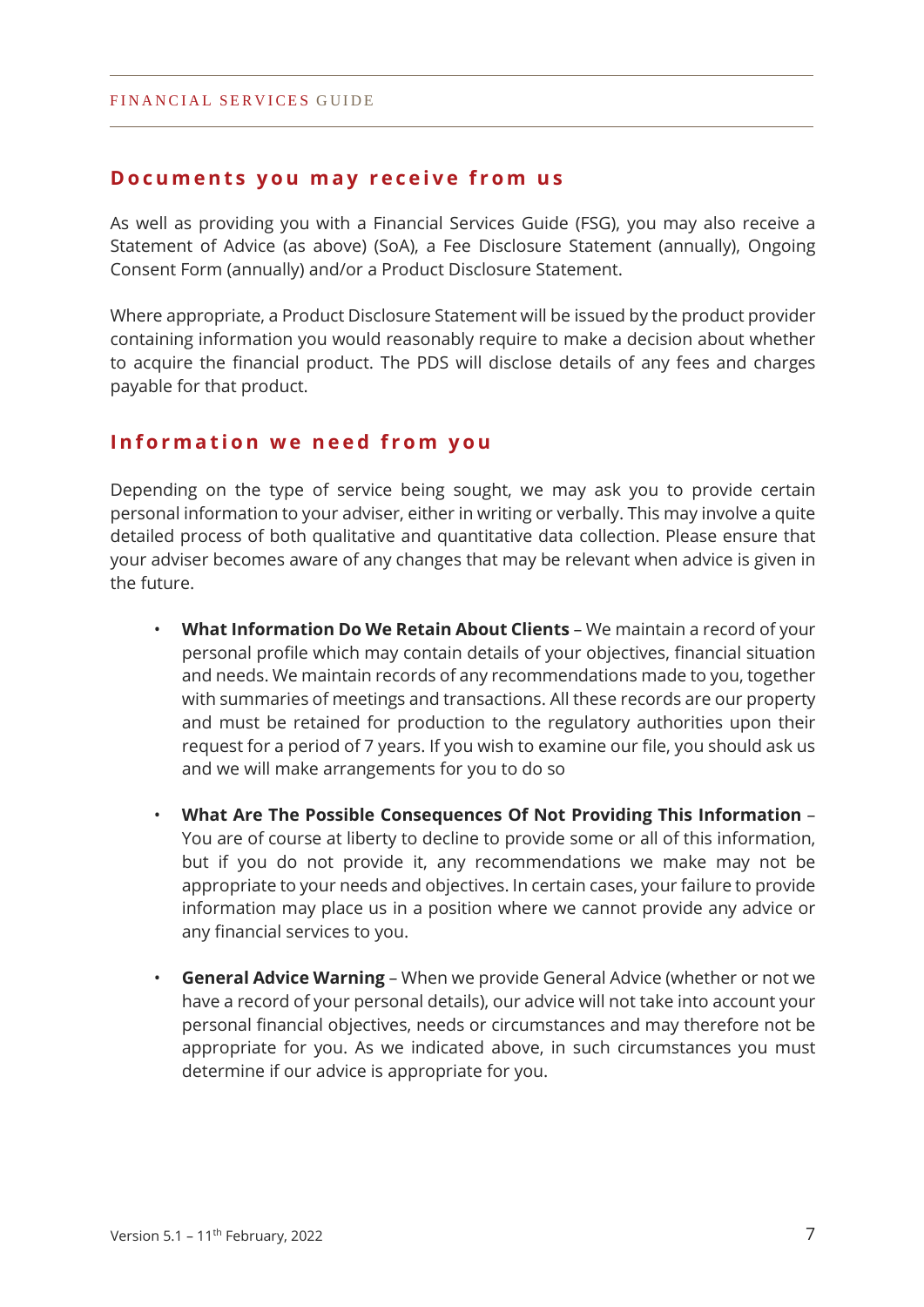## Documents you may receive from us

As well as providing you with a Financial Services Guide (FSG), you may also receive a Statement of Advice (as above) (SoA), a Fee Disclosure Statement (annually), Ongoing Consent Form (annually) and/or a Product Disclosure Statement.

Where appropriate, a Product Disclosure Statement will be issued by the product provider containing information you would reasonably require to make a decision about whether to acquire the financial product. The PDS will disclose details of any fees and charges payable for that product.

## Information we need from you

Depending on the type of service being sought, we may ask you to provide certain personal information to your adviser, either in writing or verbally. This may involve a quite detailed process of both qualitative and quantitative data collection. Please ensure that your adviser becomes aware of any changes that may be relevant when advice is given in the future.

- **What Information Do We Retain About Clients** – We maintain a record of your personal profile which may contain details of your objectives, financial situation and needs. We maintain records of any recommendations made to you, together with summaries of meetings and transactions. All these records are our property and must be retained for production to the regulatory authorities upon their request for a period of 7 years. If you wish to examine our file, you should ask us and we will make arrangements for you to do so

- **What Are The Possible Consequences Of Not Providing This Information** – You are of course at liberty to decline to provide some or all of this information, but if you do not provide it, any recommendations we make may not be appropriate to your needs and objectives. In certain cases, your failure to provide information may place us in a position where we cannot provide any advice or any financial services to you.

- **General Advice Warning** – When we provide General Advice (whether or not we have a record of your personal details), our advice will not take into account your personal financial objectives, needs or circumstances and may therefore not be appropriate for you. As we indicated above, in such circumstances you must determine if our advice is appropriate for you.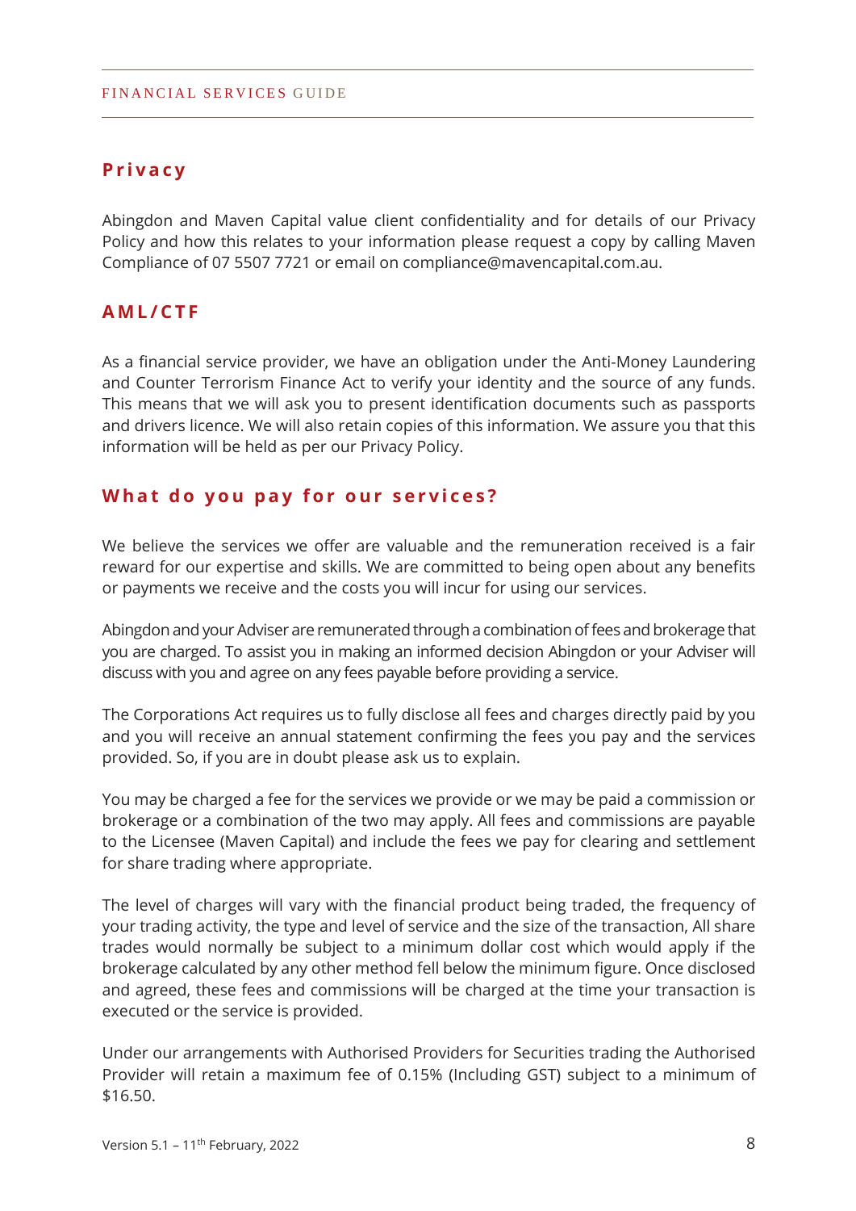## Privacy

Abingdon and Maven Capital value client confidentiality and for details of our Privacy Policy and how this relates to your information please request a copy by calling Maven Compliance of 07 5507 7721 or email on compliance@mavencapital.com.au.

## AML/CTF

As a financial service provider, we have an obligation under the Anti-Money Laundering and Counter Terrorism Finance Act to verify your identity and the source of any funds. This means that we will ask you to present identification documents such as passports and drivers licence. We will also retain copies of this information. We assure you that this information will be held as per our Privacy Policy.

## What do you pay for our services?

We believe the services we offer are valuable and the remuneration received is a fair reward for our expertise and skills. We are committed to being open about any benefits or payments we receive and the costs you will incur for using our services.

Abingdon and your Adviser are remunerated through a combination of fees and brokerage that you are charged. To assist you in making an informed decision Abingdon or your Adviser will discuss with you and agree on any fees payable before providing a service.

The Corporations Act requires us to fully disclose all fees and charges directly paid by you and you will receive an annual statement confirming the fees you pay and the services provided. So, if you are in doubt please ask us to explain.

You may be charged a fee for the services we provide or we may be paid a commission or brokerage or a combination of the two may apply. All fees and commissions are payable to the Licensee (Maven Capital) and include the fees we pay for clearing and settlement for share trading where appropriate.

The level of charges will vary with the financial product being traded, the frequency of your trading activity, the type and level of service and the size of the transaction, All share trades would normally be subject to a minimum dollar cost which would apply if the brokerage calculated by any other method fell below the minimum figure. Once disclosed and agreed, these fees and commissions will be charged at the time your transaction is executed or the service is provided.

Under our arrangements with Authorised Providers for Securities trading the Authorised Provider will retain a maximum fee of 0.15% (Including GST) subject to a minimum of $16.50.

Version 5.1 – 11th February, 2022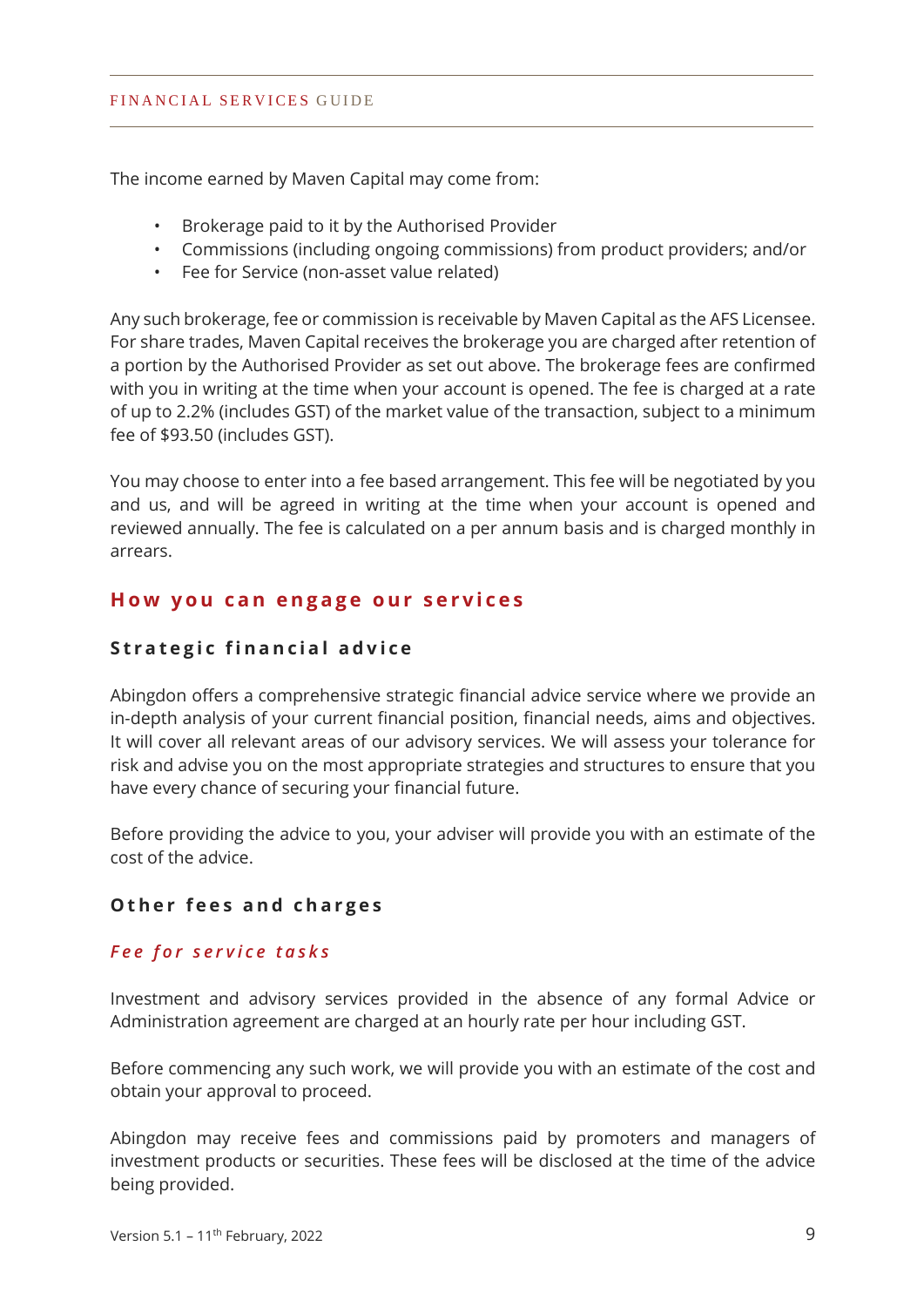The income earned by Maven Capital may come from:

- Brokerage paid to it by the Authorised Provider
- Commissions (including ongoing commissions) from product providers; and/or
- Fee for Service (non-asset value related)

Any such brokerage, fee or commission is receivable by Maven Capital as the AFS Licensee. For share trades, Maven Capital receives the brokerage you are charged after retention of a portion by the Authorised Provider as set out above. The brokerage fees are confirmed with you in writing at the time when your account is opened. The fee is charged at a rate of up to 2.2% (includes GST) of the market value of the transaction, subject to a minimum fee of $93.50 (includes GST).

You may choose to enter into a fee based arrangement. This fee will be negotiated by you and us, and will be agreed in writing at the time when your account is opened and reviewed annually. The fee is calculated on a per annum basis and is charged monthly in arrears.

## How you can engage our services

### Strategic financial advice

Abingdon offers a comprehensive strategic financial advice service where we provide an in-depth analysis of your current financial position, financial needs, aims and objectives. It will cover all relevant areas of our advisory services. We will assess your tolerance for risk and advise you on the most appropriate strategies and structures to ensure that you have every chance of securing your financial future.

Before providing the advice to you, your adviser will provide you with an estimate of the cost of the advice.

### Other fees and charges

#### *Fee for service tasks*

Investment and advisory services provided in the absence of any formal Advice or Administration agreement are charged at an hourly rate per hour including GST.

Before commencing any such work, we will provide you with an estimate of the cost and obtain your approval to proceed.

Abingdon may receive fees and commissions paid by promoters and managers of investment products or securities. These fees will be disclosed at the time of the advice being provided.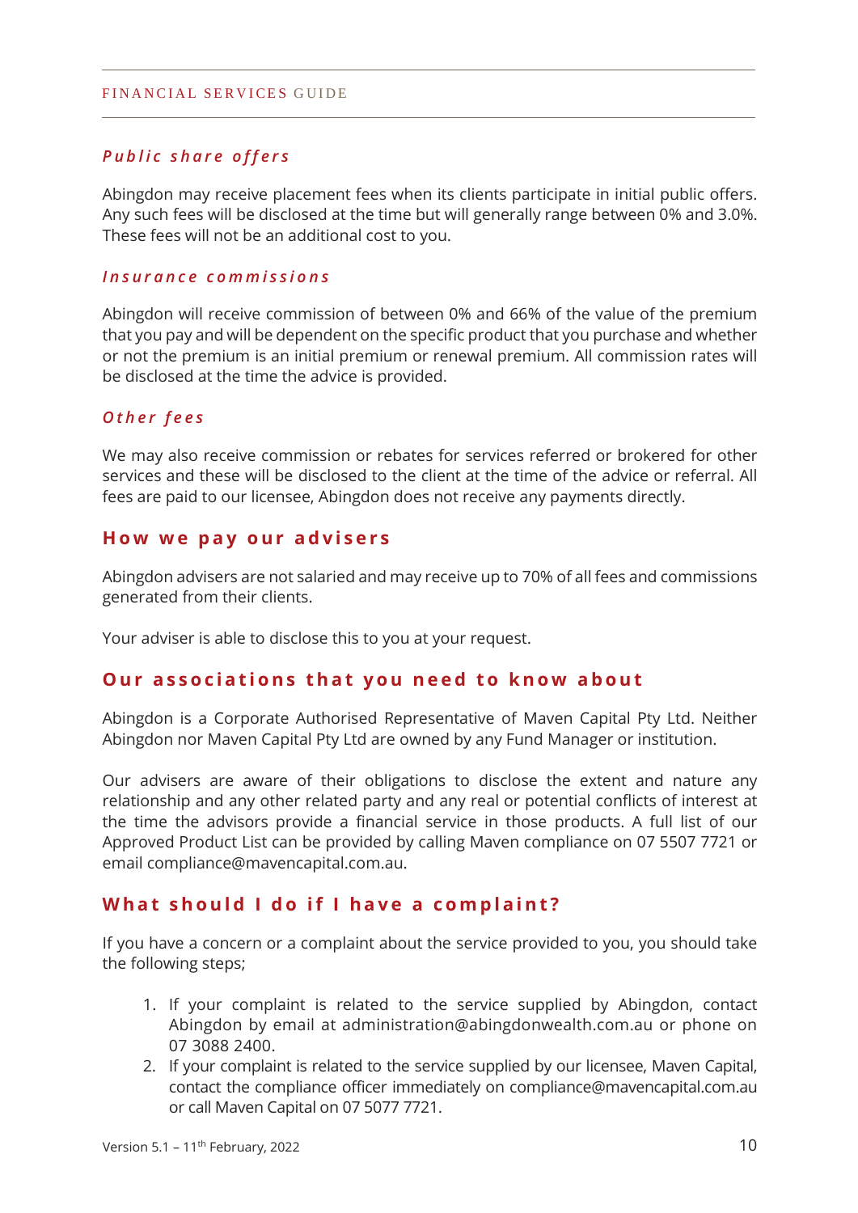### *Public share offers*

Abingdon may receive placement fees when its clients participate in initial public offers. Any such fees will be disclosed at the time but will generally range between 0% and 3.0%. These fees will not be an additional cost to you.

### *Insurance commissions*

Abingdon will receive commission of between 0% and 66% of the value of the premium that you pay and will be dependent on the specific product that you purchase and whether or not the premium is an initial premium or renewal premium. All commission rates will be disclosed at the time the advice is provided.

### *Other fees*

We may also receive commission or rebates for services referred or brokered for other services and these will be disclosed to the client at the time of the advice or referral. All fees are paid to our licensee, Abingdon does not receive any payments directly.

## How we pay our advisers

Abingdon advisers are not salaried and may receive up to 70% of all fees and commissions generated from their clients.

Your adviser is able to disclose this to you at your request.

## Our associations that you need to know about

Abingdon is a Corporate Authorised Representative of Maven Capital Pty Ltd. Neither Abingdon nor Maven Capital Pty Ltd are owned by any Fund Manager or institution.

Our advisers are aware of their obligations to disclose the extent and nature any relationship and any other related party and any real or potential conflicts of interest at the time the advisors provide a financial service in those products. A full list of our Approved Product List can be provided by calling Maven compliance on 07 5507 7721 or email compliance@mavencapital.com.au.

## What should I do if I have a complaint?

If you have a concern or a complaint about the service provided to you, you should take the following steps;

1. If your complaint is related to the service supplied by Abingdon, contact Abingdon by email at administration@abingdonwealth.com.au or phone on 07 3088 2400.
2. If your complaint is related to the service supplied by our licensee, Maven Capital, contact the compliance officer immediately on compliance@mavencapital.com.au or call Maven Capital on 07 5077 7721.

Version 5.1 – 11th February, 2022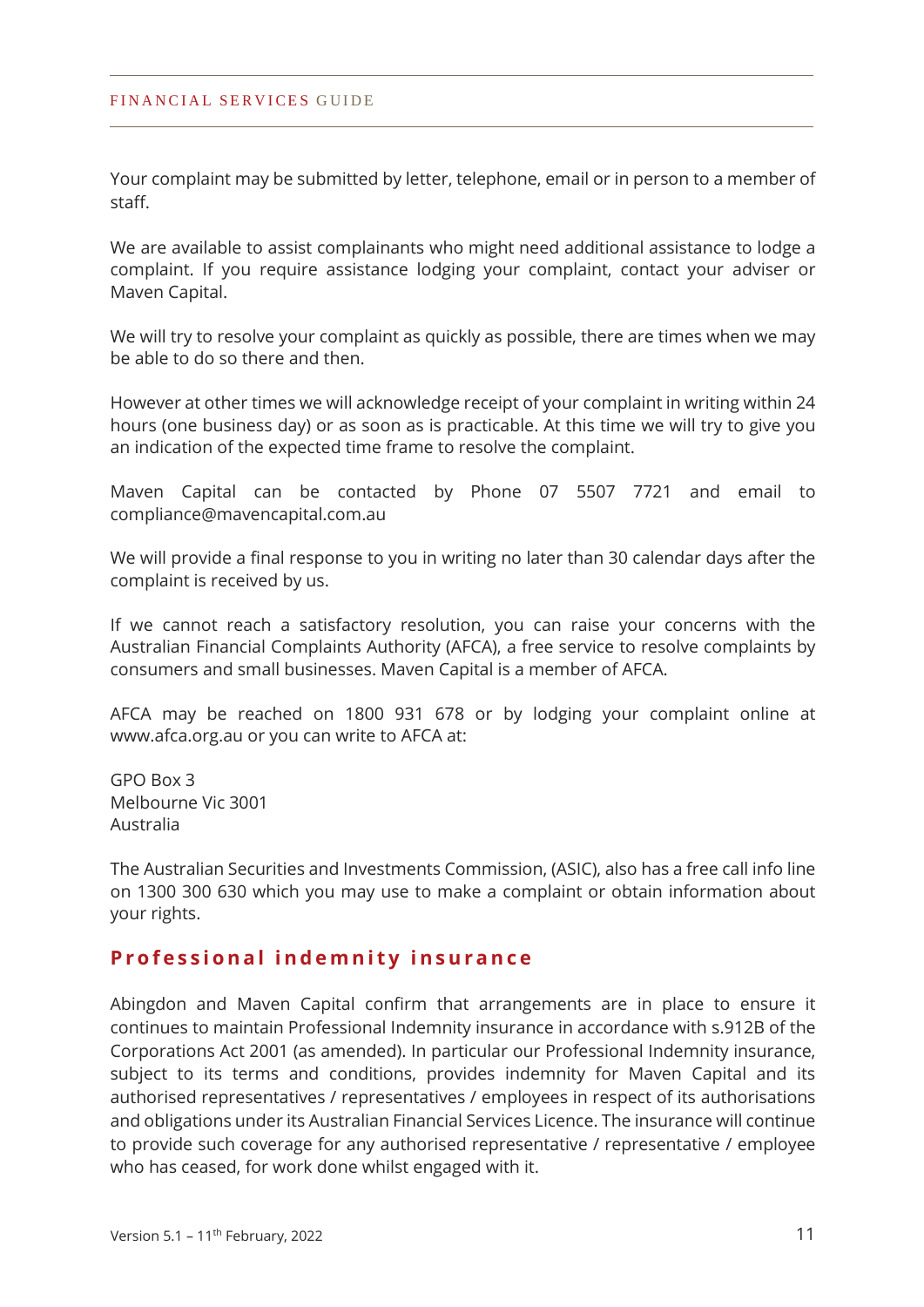Your complaint may be submitted by letter, telephone, email or in person to a member of staff.

We are available to assist complainants who might need additional assistance to lodge a complaint. If you require assistance lodging your complaint, contact your adviser or Maven Capital.

We will try to resolve your complaint as quickly as possible, there are times when we may be able to do so there and then.

However at other times we will acknowledge receipt of your complaint in writing within 24 hours (one business day) or as soon as is practicable. At this time we will try to give you an indication of the expected time frame to resolve the complaint.

Maven Capital can be contacted by Phone 07 5507 7721 and email to compliance@mavencapital.com.au

We will provide a final response to you in writing no later than 30 calendar days after the complaint is received by us.

If we cannot reach a satisfactory resolution, you can raise your concerns with the Australian Financial Complaints Authority (AFCA), a free service to resolve complaints by consumers and small businesses. Maven Capital is a member of AFCA.

AFCA may be reached on 1800 931 678 or by lodging your complaint online at www.afca.org.au or you can write to AFCA at:

GPO Box 3  
Melbourne Vic 3001  
Australia

The Australian Securities and Investments Commission, (ASIC), also has a free call info line on 1300 300 630 which you may use to make a complaint or obtain information about your rights.

## Professional indemnity insurance

Abingdon and Maven Capital confirm that arrangements are in place to ensure it continues to maintain Professional Indemnity insurance in accordance with s.912B of the Corporations Act 2001 (as amended). In particular our Professional Indemnity insurance, subject to its terms and conditions, provides indemnity for Maven Capital and its authorised representatives / representatives / employees in respect of its authorisations and obligations under its Australian Financial Services Licence. The insurance will continue to provide such coverage for any authorised representative / representative / employee who has ceased, for work done whilst engaged with it.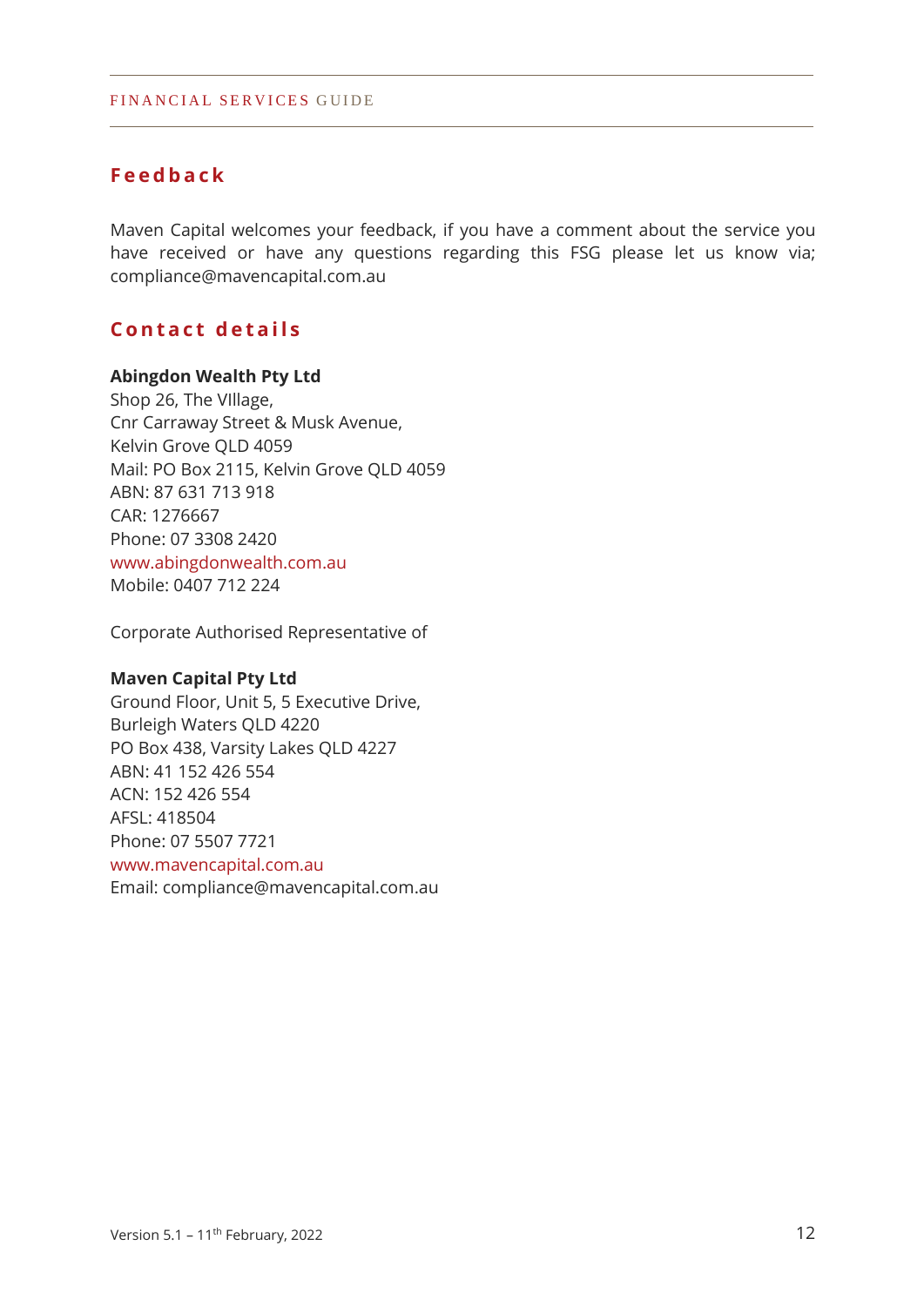## Feedback

Maven Capital welcomes your feedback, if you have a comment about the service you have received or have any questions regarding this FSG please let us know via; compliance@mavencapital.com.au

## Contact details

**Abingdon Wealth Pty Ltd**
Shop 26, The VIllage,
Cnr Carraway Street & Musk Avenue,
Kelvin Grove QLD 4059
Mail: PO Box 2115, Kelvin Grove QLD 4059
ABN: 87 631 713 918
CAR: 1276667
Phone: 07 3308 2420
www.abingdonwealth.com.au
Mobile: 0407 712 224

Corporate Authorised Representative of

**Maven Capital Pty Ltd**
Ground Floor, Unit 5, 5 Executive Drive,
Burleigh Waters QLD 4220
PO Box 438, Varsity Lakes QLD 4227
ABN: 41 152 426 554
ACN: 152 426 554
AFSL: 418504
Phone: 07 5507 7721
www.mavencapital.com.au
Email: compliance@mavencapital.com.au

Version 5.1 – 11th February, 2022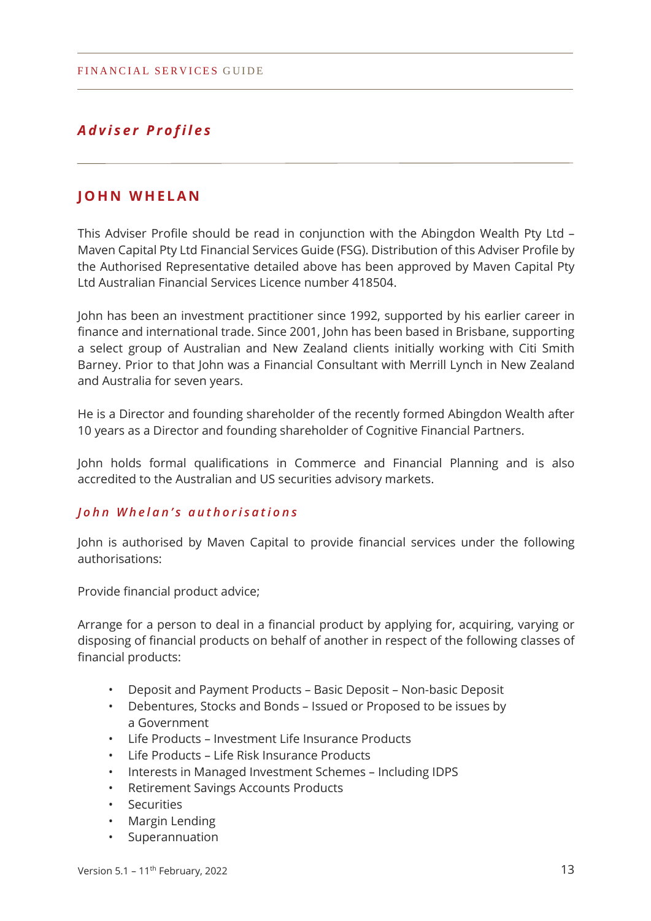## *Adviser Profiles*

### JOHN WHELAN

This Adviser Profile should be read in conjunction with the Abingdon Wealth Pty Ltd – Maven Capital Pty Ltd Financial Services Guide (FSG). Distribution of this Adviser Profile by the Authorised Representative detailed above has been approved by Maven Capital Pty Ltd Australian Financial Services Licence number 418504.

John has been an investment practitioner since 1992, supported by his earlier career in finance and international trade. Since 2001, John has been based in Brisbane, supporting a select group of Australian and New Zealand clients initially working with Citi Smith Barney. Prior to that John was a Financial Consultant with Merrill Lynch in New Zealand and Australia for seven years.

He is a Director and founding shareholder of the recently formed Abingdon Wealth after 10 years as a Director and founding shareholder of Cognitive Financial Partners.

John holds formal qualifications in Commerce and Financial Planning and is also accredited to the Australian and US securities advisory markets.

#### *John Whelan's authorisations*

John is authorised by Maven Capital to provide financial services under the following authorisations:

Provide financial product advice;

Arrange for a person to deal in a financial product by applying for, acquiring, varying or disposing of financial products on behalf of another in respect of the following classes of financial products:

- Deposit and Payment Products – Basic Deposit – Non-basic Deposit
- Debentures, Stocks and Bonds – Issued or Proposed to be issues by a Government
- Life Products – Investment Life Insurance Products
- Life Products – Life Risk Insurance Products
- Interests in Managed Investment Schemes – Including IDPS
- Retirement Savings Accounts Products
- Securities
- Margin Lending
- Superannuation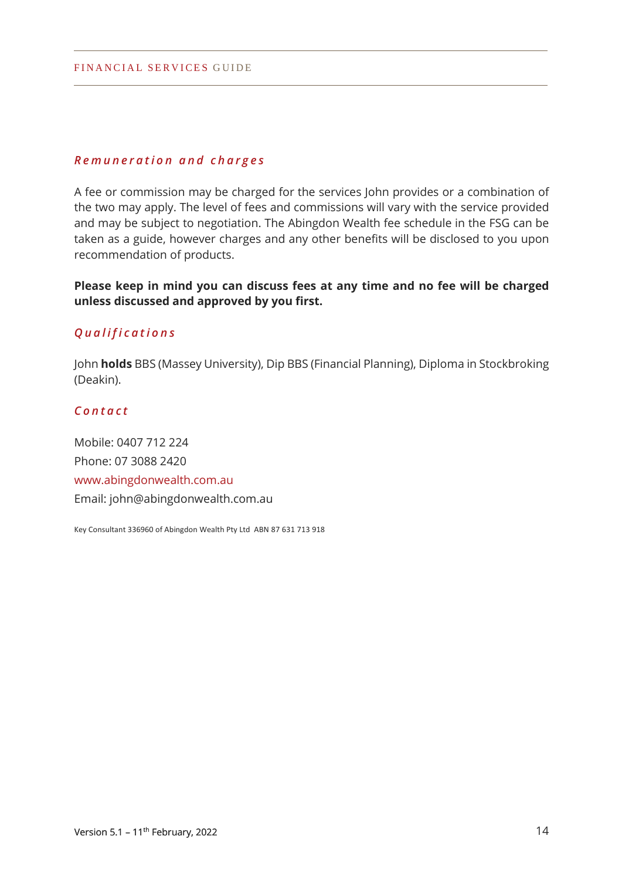### *Remuneration and charges*

A fee or commission may be charged for the services John provides or a combination of the two may apply. The level of fees and commissions will vary with the service provided and may be subject to negotiation. The Abingdon Wealth fee schedule in the FSG can be taken as a guide, however charges and any other benefits will be disclosed to you upon recommendation of products.

**Please keep in mind you can discuss fees at any time and no fee will be charged unless discussed and approved by you first.**

### *Qualifications*

John **holds** BBS (Massey University), Dip BBS (Financial Planning), Diploma in Stockbroking (Deakin).

### *Contact*

Mobile: 0407 712 224
Phone: 07 3088 2420
www.abingdonwealth.com.au
Email: john@abingdonwealth.com.au

Key Consultant 336960 of Abingdon Wealth Pty Ltd ABN 87 631 713 918

Version 5.1 – 11th February, 2022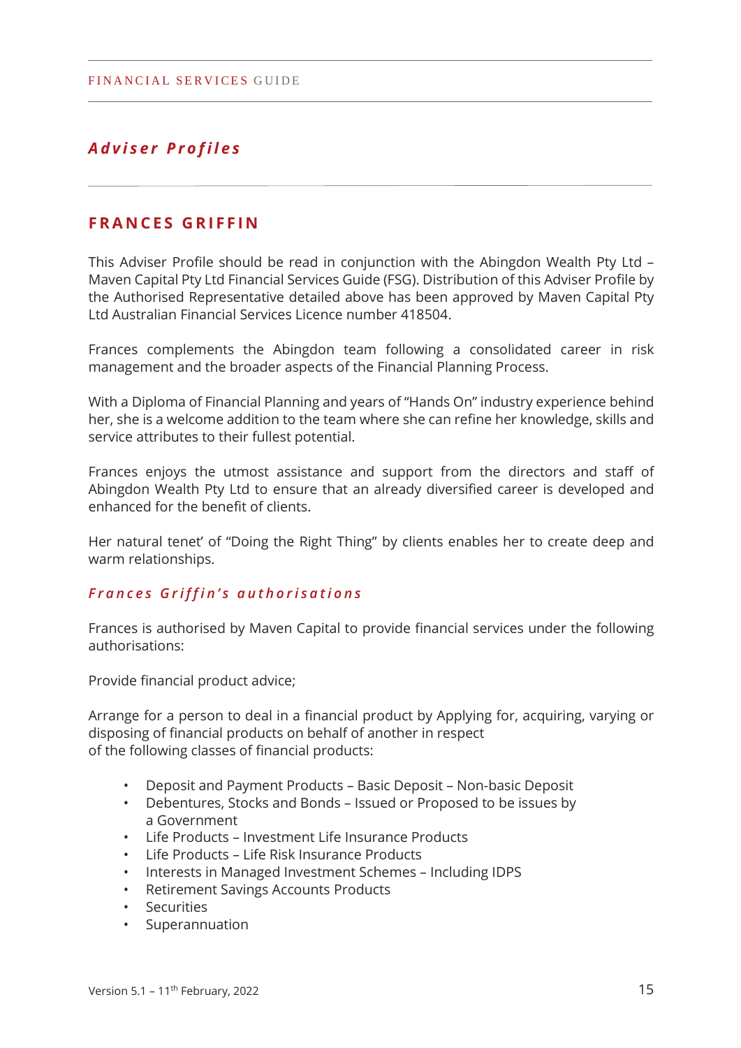## *Adviser Profiles*

### FRANCES GRIFFIN

This Adviser Profile should be read in conjunction with the Abingdon Wealth Pty Ltd – Maven Capital Pty Ltd Financial Services Guide (FSG). Distribution of this Adviser Profile by the Authorised Representative detailed above has been approved by Maven Capital Pty Ltd Australian Financial Services Licence number 418504.

Frances complements the Abingdon team following a consolidated career in risk management and the broader aspects of the Financial Planning Process.

With a Diploma of Financial Planning and years of "Hands On" industry experience behind her, she is a welcome addition to the team where she can refine her knowledge, skills and service attributes to their fullest potential.

Frances enjoys the utmost assistance and support from the directors and staff of Abingdon Wealth Pty Ltd to ensure that an already diversified career is developed and enhanced for the benefit of clients.

Her natural tenet' of "Doing the Right Thing" by clients enables her to create deep and warm relationships.

#### *Frances Griffin's authorisations*

Frances is authorised by Maven Capital to provide financial services under the following authorisations:

Provide financial product advice;

Arrange for a person to deal in a financial product by Applying for, acquiring, varying or disposing of financial products on behalf of another in respect of the following classes of financial products:

- Deposit and Payment Products – Basic Deposit – Non-basic Deposit
- Debentures, Stocks and Bonds – Issued or Proposed to be issues by a Government
- Life Products – Investment Life Insurance Products
- Life Products – Life Risk Insurance Products
- Interests in Managed Investment Schemes – Including IDPS
- Retirement Savings Accounts Products
- Securities
- Superannuation

Version 5.1 – 11th February, 2022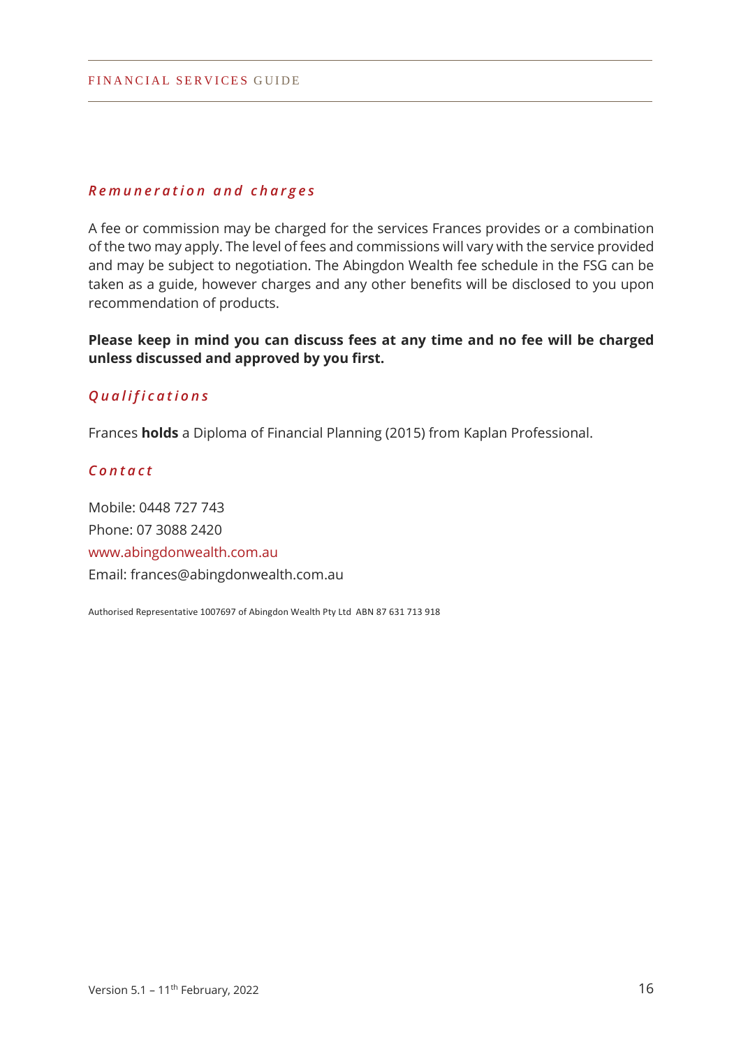### *Remuneration and charges*

A fee or commission may be charged for the services Frances provides or a combination of the two may apply. The level of fees and commissions will vary with the service provided and may be subject to negotiation. The Abingdon Wealth fee schedule in the FSG can be taken as a guide, however charges and any other benefits will be disclosed to you upon recommendation of products.

**Please keep in mind you can discuss fees at any time and no fee will be charged unless discussed and approved by you first.**

### *Qualifications*

Frances **holds** a Diploma of Financial Planning (2015) from Kaplan Professional.

### *Contact*

Mobile: 0448 727 743
Phone: 07 3088 2420
www.abingdonwealth.com.au
Email: frances@abingdonwealth.com.au

Authorised Representative 1007697 of Abingdon Wealth Pty Ltd ABN 87 631 713 918

Version 5.1 – 11th February, 2022